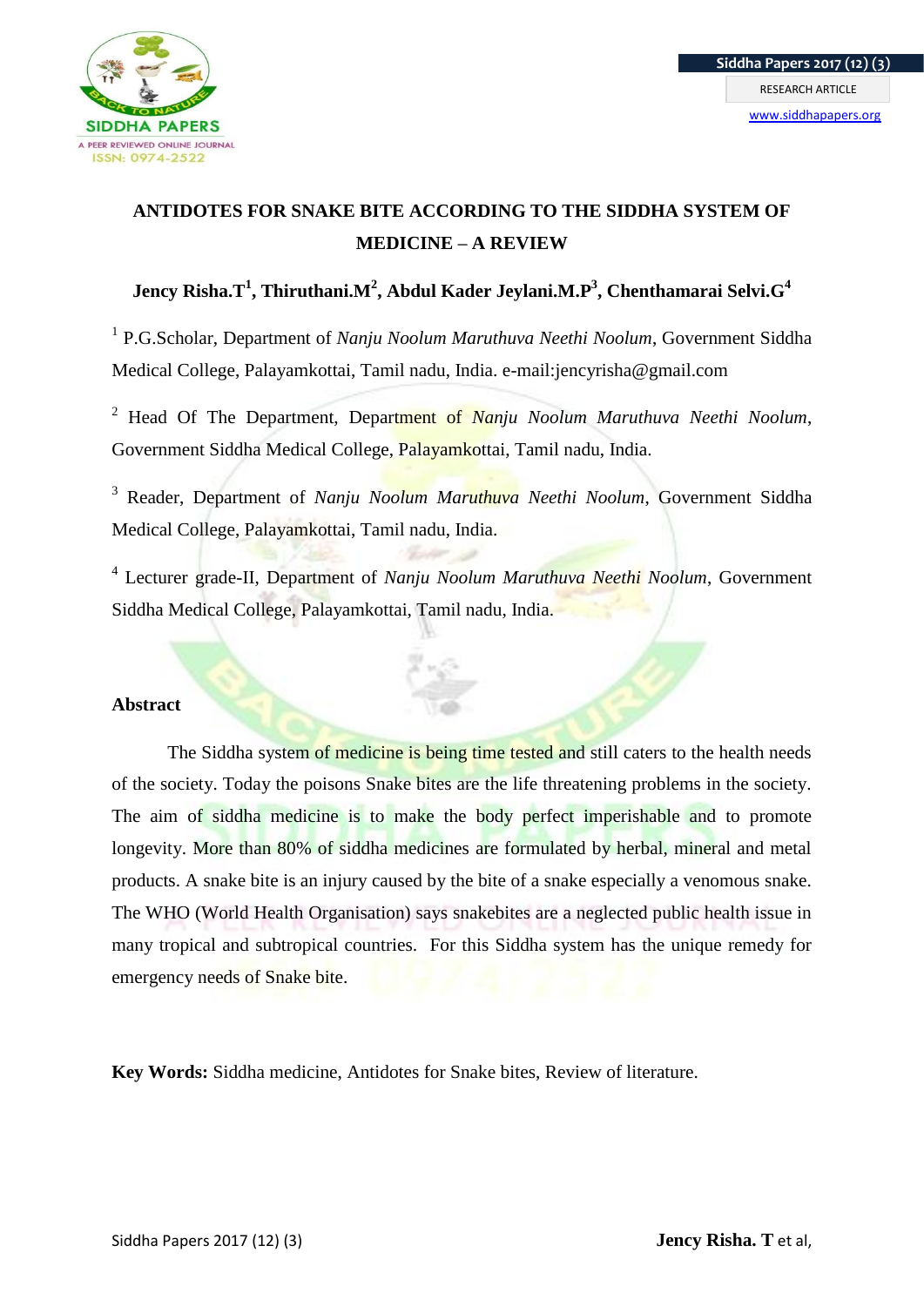# ANTIDOTES FOR SNAKE BITE ACCORDING TO THE SIDDHA SYSTEM OF MEDICINE – A REVIEW

**Jency Risha.T[1], Thiruthani.M[2], Abdul Kader Jeylani.M.P[3], Chenthamarai Selvi.G[4]**

[1] P.G.Scholar, Department of *Nanju Noolum Maruthuva Neethi Noolum*, Government Siddha Medical College, Palayamkottai, Tamil nadu, India. e-mail:jencyrisha@gmail.com

[2] Head Of The Department, Department of *Nanju Noolum Maruthuva Neethi Noolum*, Government Siddha Medical College, Palayamkottai, Tamil nadu, India.

[3] Reader, Department of *Nanju Noolum Maruthuva Neethi Noolum*, Government Siddha Medical College, Palayamkottai, Tamil nadu, India.

[4] Lecturer grade-II, Department of *Nanju Noolum Maruthuva Neethi Noolum*, Government Siddha Medical College, Palayamkottai, Tamil nadu, India.

## Abstract

The Siddha system of medicine is being time tested and still caters to the health needs of the society. Today the poisons Snake bites are the life threatening problems in the society. The aim of siddha medicine is to make the body perfect imperishable and to promote longevity. More than 80% of siddha medicines are formulated by herbal, mineral and metal products. A snake bite is an injury caused by the bite of a snake especially a venomous snake. The WHO (World Health Organisation) says snakebites are a neglected public health issue in many tropical and subtropical countries. For this Siddha system has the unique remedy for emergency needs of Snake bite.

**Key Words:** Siddha medicine, Antidotes for Snake bites, Review of literature.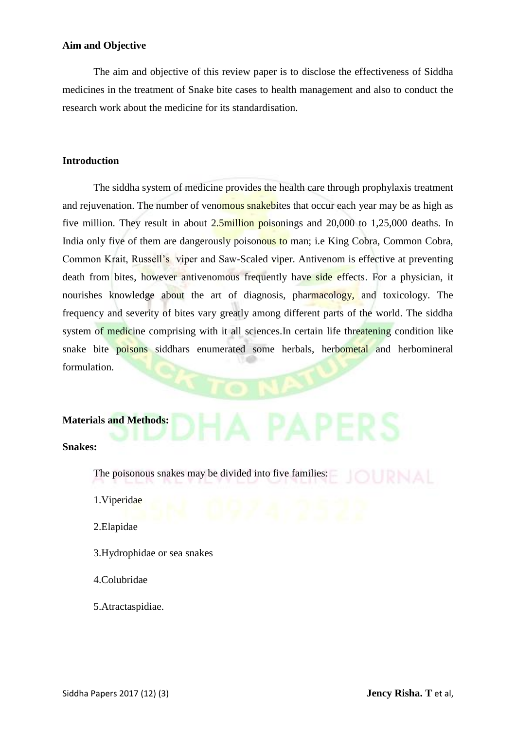**Aim and Objective**

The aim and objective of this review paper is to disclose the effectiveness of Siddha medicines in the treatment of Snake bite cases to health management and also to conduct the research work about the medicine for its standardisation.

**Introduction**

The siddha system of medicine provides the health care through prophylaxis treatment and rejuvenation. The number of venomous snakebites that occur each year may be as high as five million. They result in about 2.5million poisonings and 20,000 to 1,25,000 deaths. In India only five of them are dangerously poisonous to man; i.e King Cobra, Common Cobra, Common Krait, Russell's viper and Saw-Scaled viper. Antivenom is effective at preventing death from bites, however antivenomous frequently have side effects. For a physician, it nourishes knowledge about the art of diagnosis, pharmacology, and toxicology. The frequency and severity of bites vary greatly among different parts of the world. The siddha system of medicine comprising with it all sciences.In certain life threatening condition like snake bite poisons siddhars enumerated some herbals, herbometal and herbomineral formulation.

**Materials and Methods:**

**Snakes:**

The poisonous snakes may be divided into five families:

1.Viperidae

2.Elapidae

3.Hydrophidae or sea snakes

4.Colubridae

5.Atractaspidiae.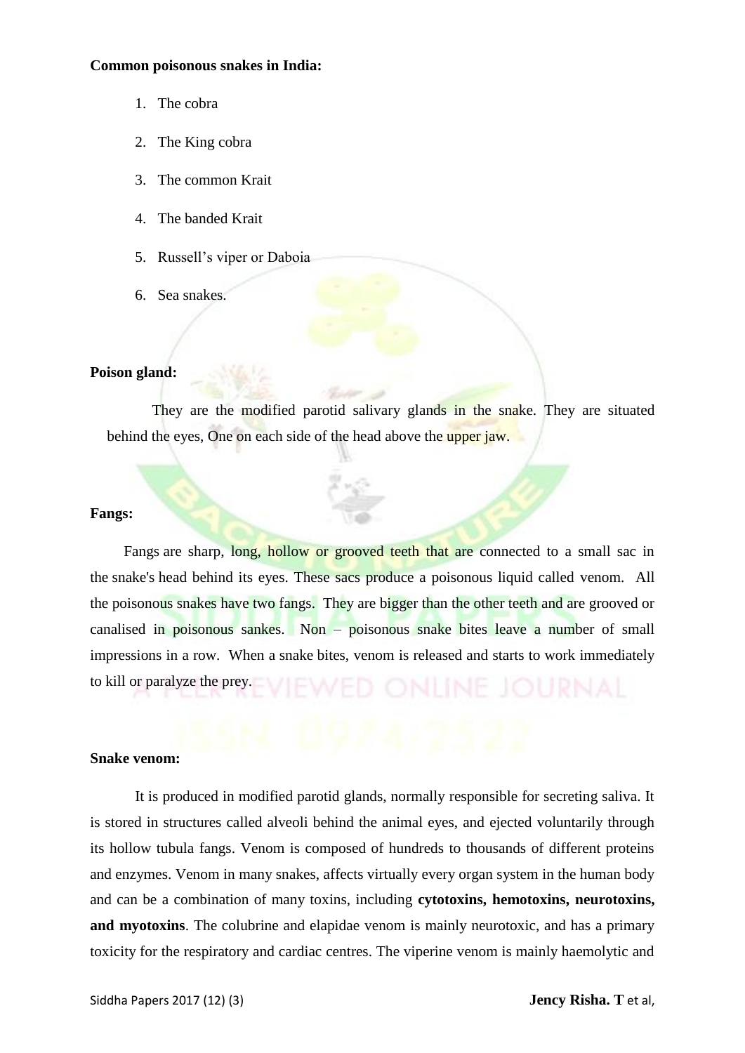**Common poisonous snakes in India:**

1. The cobra
2. The King cobra
3. The common Krait
4. The banded Krait
5. Russell's viper or Daboia
6. Sea snakes.

**Poison gland:**

They are the modified parotid salivary glands in the snake. They are situated behind the eyes, One on each side of the head above the upper jaw.

**Fangs:**

Fangs are sharp, long, hollow or grooved teeth that are connected to a small sac in the snake's head behind its eyes. These sacs produce a poisonous liquid called venom. All the poisonous snakes have two fangs. They are bigger than the other teeth and are grooved or canalised in poisonous sankes. Non – poisonous snake bites leave a number of small impressions in a row. When a snake bites, venom is released and starts to work immediately to kill or paralyze the prey.

**Snake venom:**

It is produced in modified parotid glands, normally responsible for secreting saliva. It is stored in structures called alveoli behind the animal eyes, and ejected voluntarily through its hollow tubula fangs. Venom is composed of hundreds to thousands of different proteins and enzymes. Venom in many snakes, affects virtually every organ system in the human body and can be a combination of many toxins, including **cytotoxins, hemotoxins, neurotoxins, and myotoxins**. The colubrine and elapidae venom is mainly neurotoxic, and has a primary toxicity for the respiratory and cardiac centres. The viperine venom is mainly haemolytic and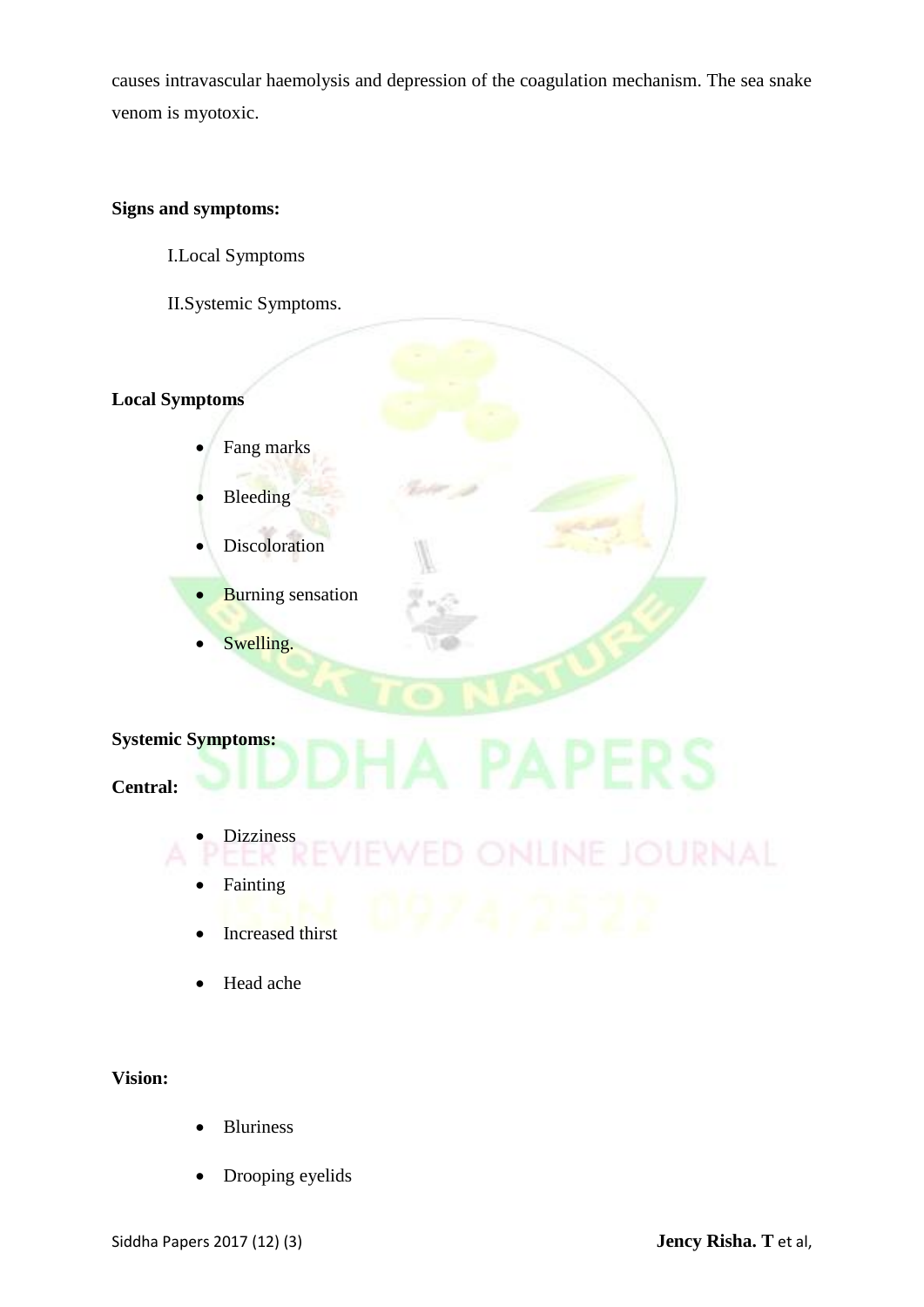causes intravascular haemolysis and depression of the coagulation mechanism. The sea snake venom is myotoxic.

**Signs and symptoms:**

I.Local Symptoms

II.Systemic Symptoms.

**Local Symptoms**

- Fang marks
- Bleeding
- Discoloration
- Burning sensation
- Swelling.

**Systemic Symptoms:**

**Central:**

- Dizziness
- Fainting
- Increased thirst
- Head ache

**Vision:**

- Bluriness
- Drooping eyelids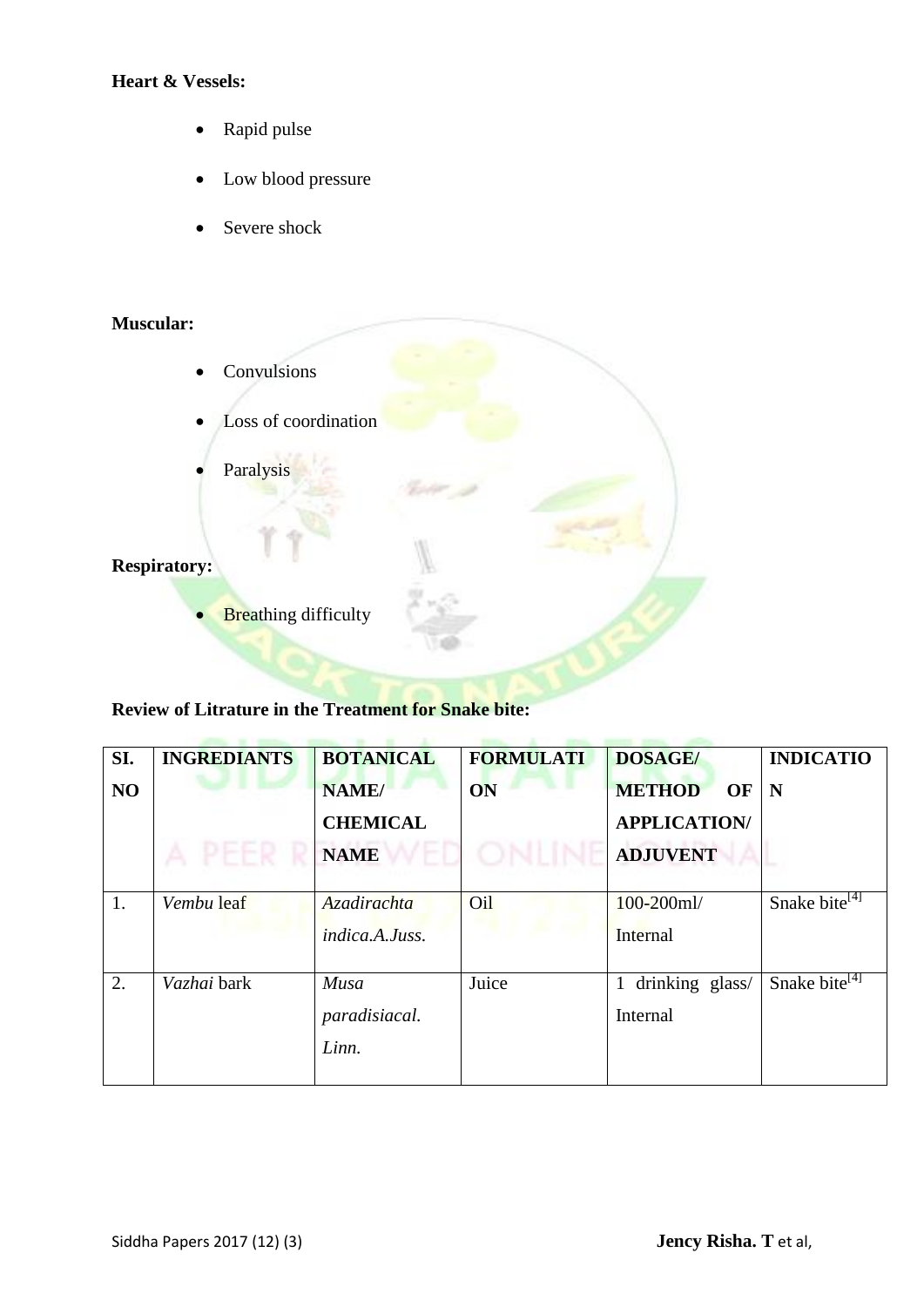**Heart & Vessels:**

- Rapid pulse
- Low blood pressure
- Severe shock

**Muscular:**

- Convulsions
- Loss of coordination
- Paralysis

**Respiratory:**

- Breathing difficulty

**Review of Litrature in the Treatment for Snake bite:**

| SI. NO | INGREDIANTS | BOTANICAL NAME/ CHEMICAL NAME | FORMULATION | DOSAGE/ METHOD OF APPLICATION/ ADJUVENT | INDICATION |
|---|---|---|---|---|---|
| 1. | *Vembu* leaf | *Azadirachta indica.A.Juss.* | Oil | 100-200ml/ Internal | Snake bite[4] |
| 2. | *Vazhai* bark | *Musa paradisiacal. Linn.* | Juice | 1 drinking glass/ Internal | Snake bite[4] |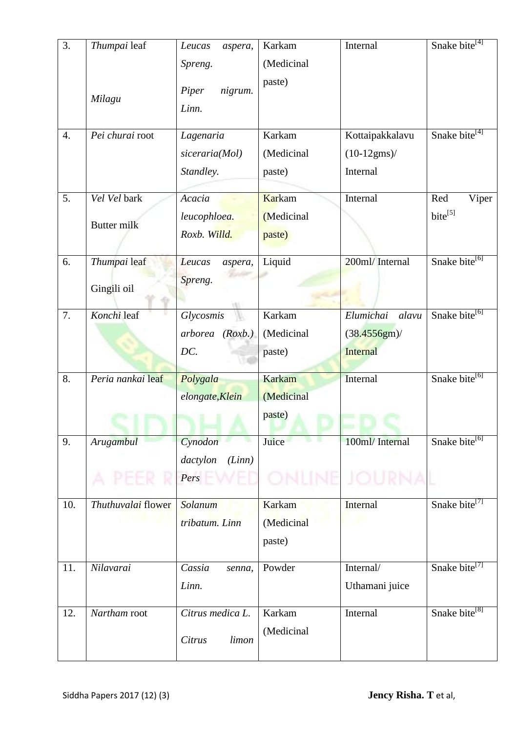| | | | | | |
|---|---|---|---|---|---|
| 3. | *Thumpai* leaf<br><br>*Milagu* | *Leucas aspera, Spreng.*<br><br>*Piper nigrum. Linn.* | Karkam (Medicinal paste) | Internal | Snake bite[4] |
| 4. | *Pei churai* root | *Lagenaria siceraria(Mol) Standley.* | Karkam (Medicinal paste) | Kottaipakkalavu (10-12gms)/ Internal | Snake bite[4] |
| 5. | *Vel Vel* bark<br><br>Butter milk | *Acacia leucophloea. Roxb. Willd.* | Karkam (Medicinal paste) | Internal | Red Viper bite[5] |
| 6. | *Thumpai* leaf<br><br>Gingili oil | *Leucas aspera, Spreng.* | Liquid | 200ml/ Internal | Snake bite[6] |
| 7. | *Konchi* leaf | *Glycosmis arborea (Roxb.) DC.* | Karkam (Medicinal paste) | *Elumichai alavu* (38.4556gm)/ Internal | Snake bite[6] |
| 8. | *Peria nankai* leaf | *Polygala elongate,Klein* | Karkam (Medicinal paste) | Internal | Snake bite[6] |
| 9. | *Arugambul* | *Cynodon dactylon (Linn) Pers* | Juice | 100ml/ Internal | Snake bite[6] |
| 10. | *Thuthuvalai* flower | *Solanum tribatum. Linn* | Karkam (Medicinal paste) | Internal | Snake bite[7] |
| 11. | *Nilavarai* | *Cassia senna, Linn.* | Powder | Internal/ Uthamani juice | Snake bite[7] |
| 12. | *Nartham* root | *Citrus medica L.*<br><br>*Citrus limon* | Karkam (Medicinal | Internal | Snake bite[8] |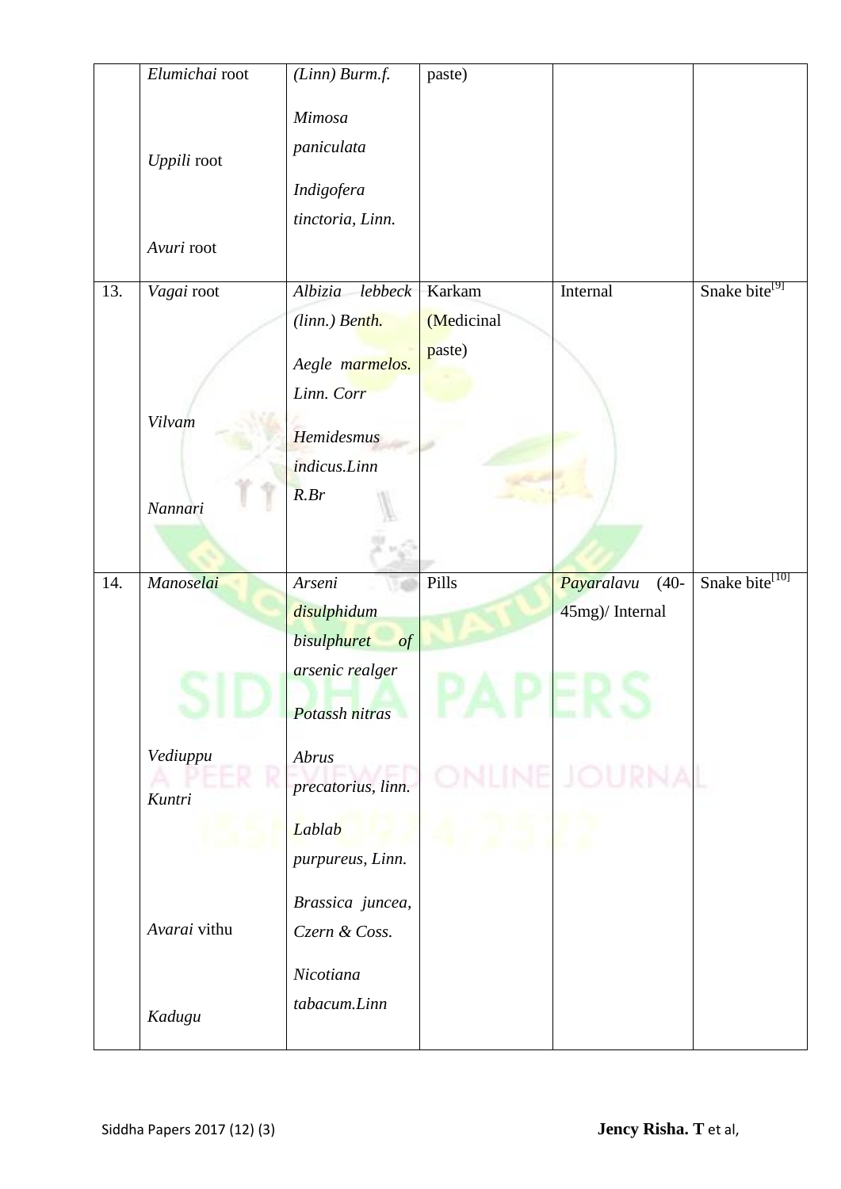|  | *Elumichai* root<br><br>*Uppili* root<br><br>*Avuri* root | *(Linn) Burm.f.*<br><br>*Mimosa paniculata*<br><br>*Indigofera tinctoria, Linn.* | paste) |  |  |
|---|---|---|---|---|---|
| 13. | *Vagai* root<br><br>*Vilvam*<br><br>*Nannari* | *Albizia lebbeck (linn.) Benth.*<br><br>*Aegle marmelos. Linn. Corr*<br><br>*Hemidesmus indicus.Linn R.Br* | Karkam (Medicinal paste) | Internal | Snake bite[9] |
| 14. | *Manoselai*<br><br>*Vediuppu*<br><br>*Kuntri*<br><br>*Avarai* vithu<br><br>*Kadugu* | *Arseni disulphidum bisulphuret of arsenic realger*<br><br>*Potassh nitras*<br><br>*Abrus precatorius, linn.*<br><br>*Lablab purpureus, Linn.*<br><br>*Brassica juncea, Czern & Coss.*<br><br>*Nicotiana tabacum.Linn* | Pills | *Payaralavu* (40-45mg)/ Internal | Snake bite[10] |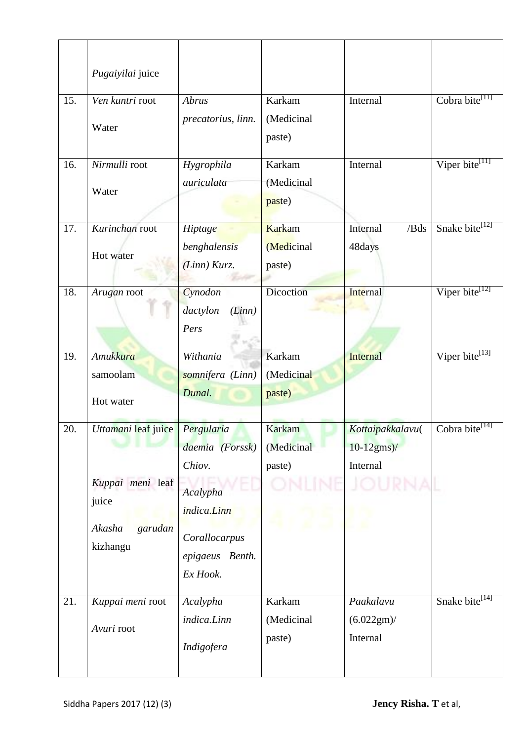| | | | | | |
|---|---|---|---|---|---|
| | *Pugaiyilai* juice | | | | |
| 15. | *Ven kuntri* root<br>Water | *Abrus precatorius, linn.* | Karkam (Medicinal paste) | Internal | Cobra bite[11] |
| 16. | *Nirmulli* root<br>Water | *Hygrophila auriculata* | Karkam (Medicinal paste) | Internal | Viper bite[11] |
| 17. | *Kurinchan* root<br>Hot water | *Hiptage benghalensis (Linn) Kurz.* | Karkam (Medicinal paste) | Internal /Bds 48days | Snake bite[12] |
| 18. | *Arugan* root | *Cynodon dactylon (Linn) Pers* | Dicoction | Internal | Viper bite[12] |
| 19. | *Amukkura* samoolam<br>Hot water | *Withania somnifera (Linn) Dunal.* | Karkam (Medicinal paste) | Internal | Viper bite[13] |
| 20. | *Uttamani* leaf juice<br>*Kuppai meni* leaf juice<br>*Akasha garudan* kizhangu | *Pergularia daemia (Forssk) Chiov.*<br>*Acalypha indica.Linn*<br>*Corallocarpus epigaeus Benth. Ex Hook.* | Karkam (Medicinal paste) | *Kottaipakkalavu*(10-12gms)/ Internal | Cobra bite[14] |
| 21. | *Kuppai meni* root<br>*Avuri* root | *Acalypha indica.Linn*<br>*Indigofera* | Karkam (Medicinal paste) | *Paakalavu* (6.022gm)/ Internal | Snake bite[14] |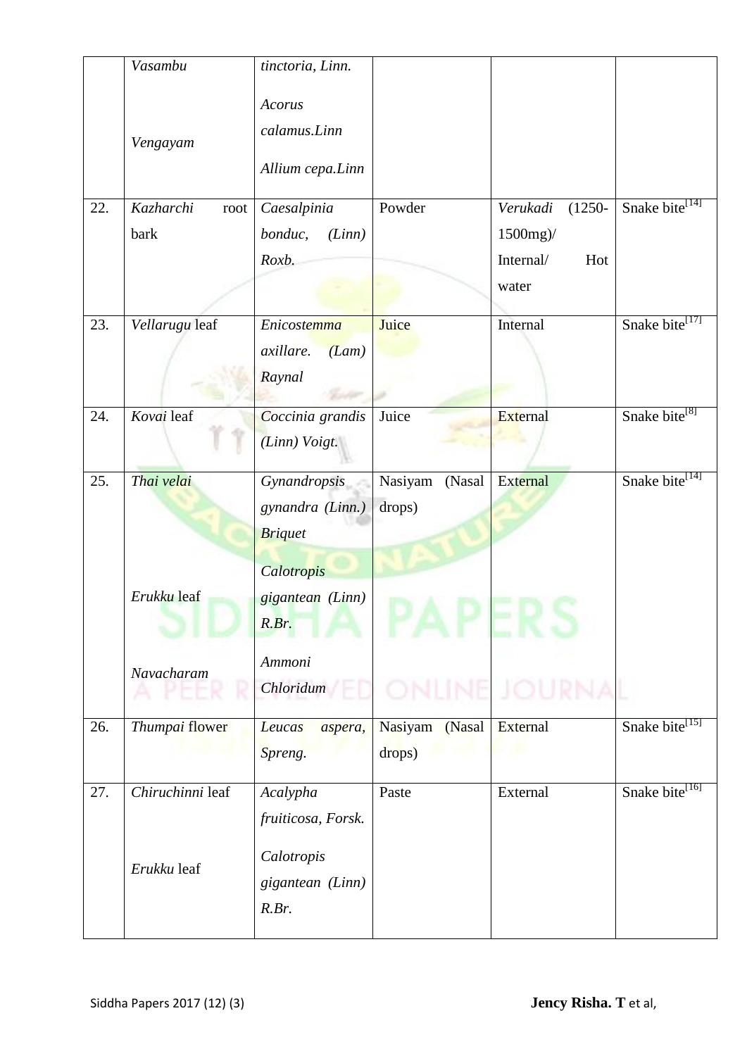|  |  |  |  |  |  |
|---|---|---|---|---|---|
|  | *Vasambu*<br><br>*Vengayam* | *tinctoria, Linn.*<br>*Acorus calamus.Linn*<br>*Allium cepa.Linn* |  |  |  |
| 22. | *Kazharchi* root bark | *Caesalpinia bonduc, (Linn) Roxb.* | Powder | *Verukadi* (1250-1500mg)/ Internal/ Hot water | Snake bite[14] |
| 23. | *Vellarugu* leaf | *Enicostemma axillare. (Lam) Raynal* | Juice | Internal | Snake bite[17] |
| 24. | *Kovai* leaf | *Coccinia grandis (Linn) Voigt.* | Juice | External | Snake bite[8] |
| 25. | *Thai velai*<br><br>*Erukku* leaf<br><br>*Navacharam* | *Gynandropsis gynandra (Linn.) Briquet*<br>*Calotropis gigantean (Linn) R.Br.*<br>*Ammoni Chloridum* | Nasiyam (Nasal drops) | External | Snake bite[14] |
| 26. | *Thumpai* flower | *Leucas aspera, Spreng.* | Nasiyam (Nasal drops) | External | Snake bite[15] |
| 27. | *Chiruchinni* leaf<br><br>*Erukku* leaf | *Acalypha fruiticosa, Forsk.*<br>*Calotropis gigantean (Linn) R.Br.* | Paste | External | Snake bite[16] |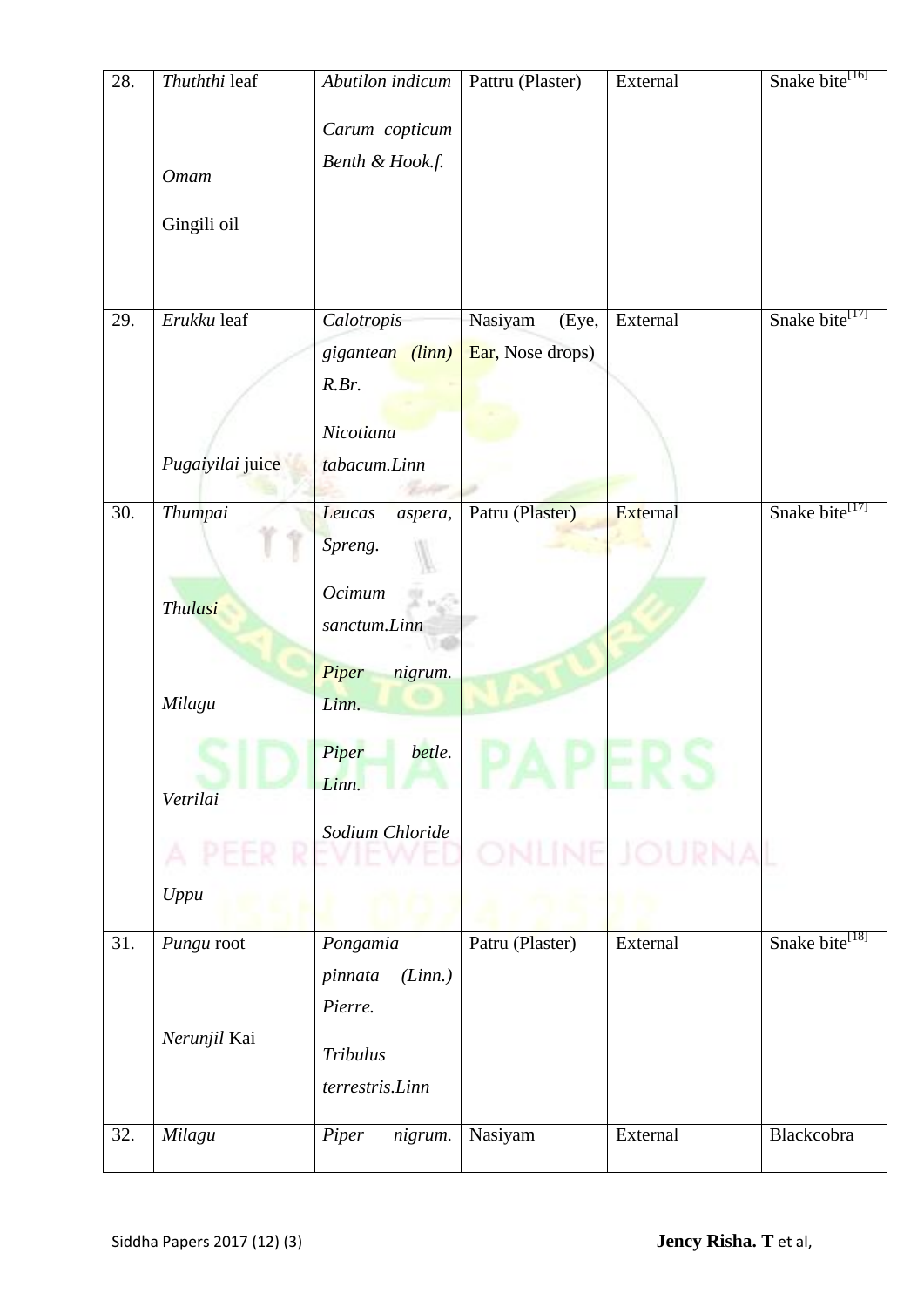| 28. | *Thuththi* leaf<br><br>*Omam*<br><br>Gingili oil | *Abutilon indicum*<br><br>*Carum copticum Benth & Hook.f.* | Pattru (Plaster) | External | Snake bite[16] |
|---|---|---|---|---|---|
| 29. | *Erukku* leaf<br><br>*Pugaiyilai* juice | *Calotropis gigantean (linn) R.Br.*<br><br>*Nicotiana tabacum.Linn* | Nasiyam (Eye, Ear, Nose drops) | External | Snake bite[17] |
| 30. | *Thumpai*<br><br>*Thulasi*<br><br>*Milagu*<br><br>*Vetrilai*<br><br>*Uppu* | *Leucas aspera, Spreng.*<br><br>*Ocimum sanctum.Linn*<br><br>*Piper nigrum. Linn.*<br><br>*Piper betle. Linn.*<br><br>*Sodium Chloride* | Patru (Plaster) | External | Snake bite[17] |
| 31. | *Pungu* root<br><br>*Nerunjil* Kai | *Pongamia pinnata (Linn.) Pierre.*<br><br>*Tribulus terrestris.Linn* | Patru (Plaster) | External | Snake bite[18] |
| 32. | *Milagu* | *Piper nigrum.* | Nasiyam | External | Blackcobra |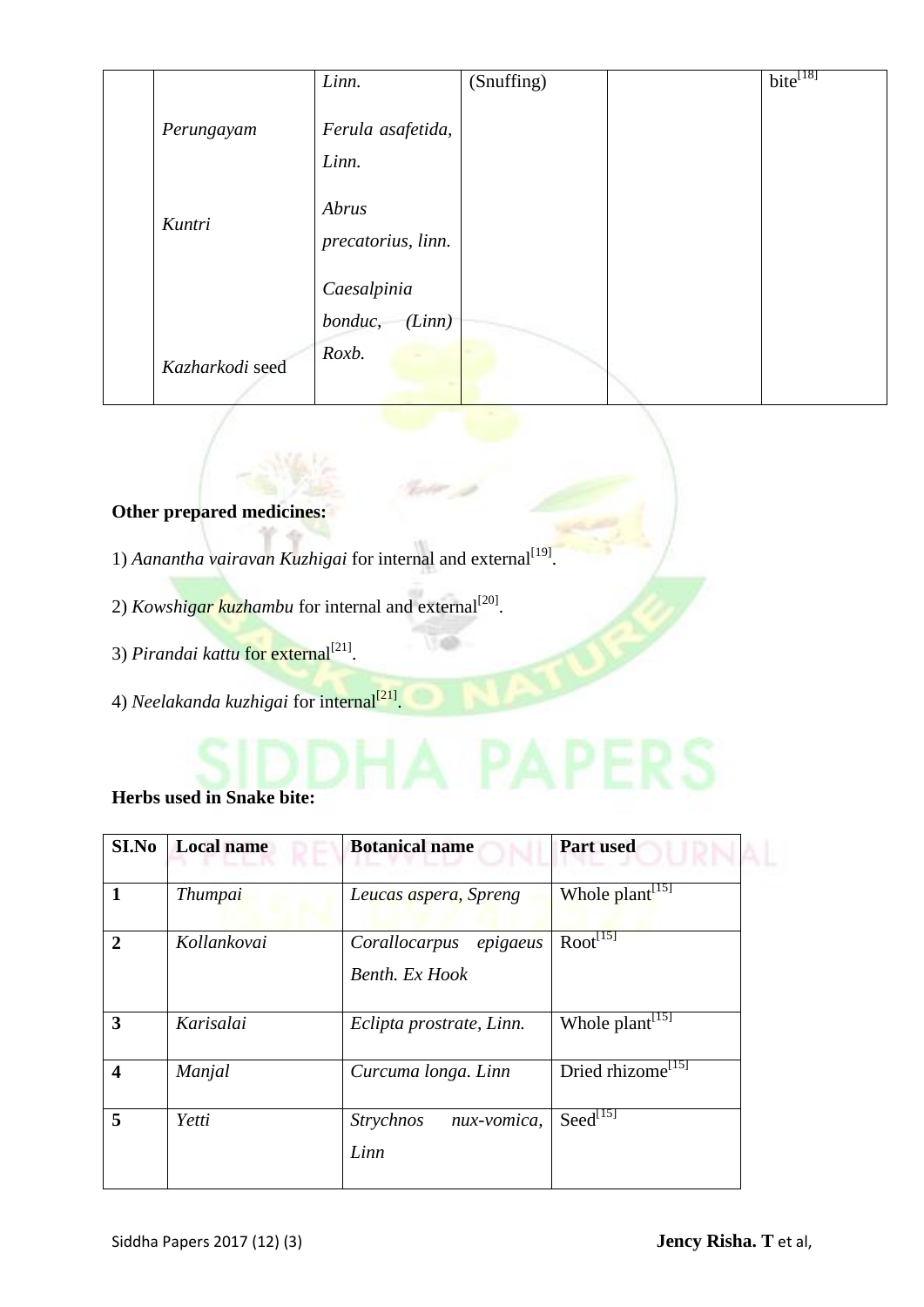|  |  | *Linn.* | (Snuffing) |  | bite[18] |
|---|---|---|---|---|---|
|  | *Perungayam* | *Ferula asafetida, Linn.* |  |  |  |
|  | *Kuntri* | *Abrus precatorius, linn.* |  |  |  |
|  | *Kazharkodi* seed | *Caesalpinia bonduc, (Linn) Roxb.* |  |  |  |

**Other prepared medicines:**

1) *Aanantha vairavan Kuzhigai* for internal and external[19].

2) *Kowshigar kuzhambu* for internal and external[20].

3) *Pirandai kattu* for external[21].

4) *Neelakanda kuzhigai* for internal[21].

**Herbs used in Snake bite:**

| SI.No | Local name | Botanical name | Part used |
|---|---|---|---|
| **1** | *Thumpai* | *Leucas aspera, Spreng* | Whole plant[15] |
| **2** | *Kollankovai* | *Corallocarpus epigaeus Benth. Ex Hook* | Root[15] |
| **3** | *Karisalai* | *Eclipta prostrate, Linn.* | Whole plant[15] |
| **4** | *Manjal* | *Curcuma longa. Linn* | Dried rhizome[15] |
| **5** | *Yetti* | *Strychnos nux-vomica, Linn* | Seed[15] |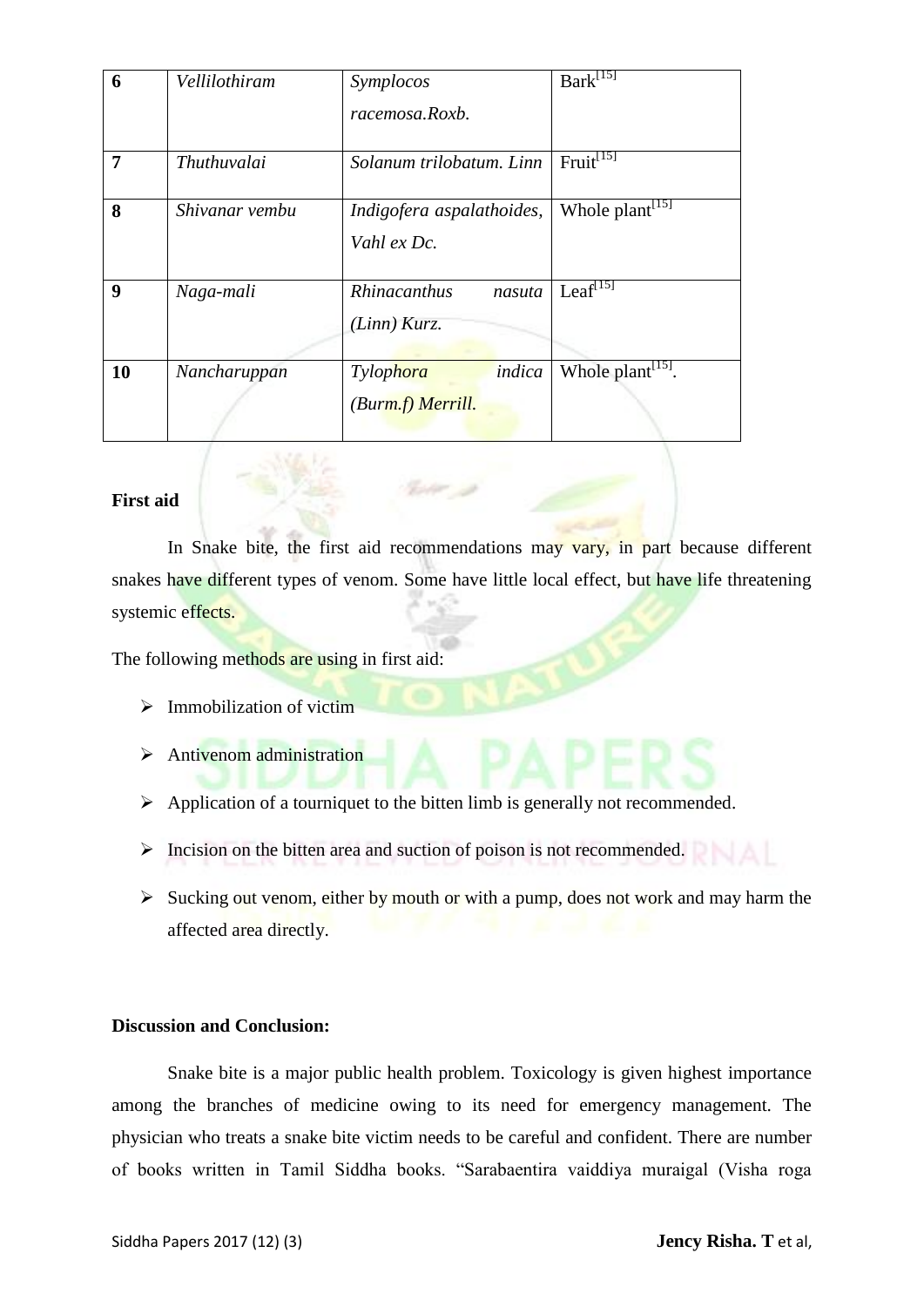| 6 | *Vellilothiram* | *Symplocos racemosa.Roxb.* | Bark[15] |
|---|---|---|---|
| 7 | *Thuthuvalai* | *Solanum trilobatum. Linn* | Fruit[15] |
| 8 | *Shivanar vembu* | *Indigofera aspalathoides, Vahl ex Dc.* | Whole plant[15] |
| 9 | *Naga-mali* | *Rhinacanthus nasuta (Linn) Kurz.* | Leaf[15] |
| 10 | *Nancharuppan* | *Tylophora indica (Burm.f) Merrill.* | Whole plant[15]. |

**First aid**

In Snake bite, the first aid recommendations may vary, in part because different snakes have different types of venom. Some have little local effect, but have life threatening systemic effects.

The following methods are using in first aid:

- Immobilization of victim
- Antivenom administration
- Application of a tourniquet to the bitten limb is generally not recommended.
- Incision on the bitten area and suction of poison is not recommended.
- Sucking out venom, either by mouth or with a pump, does not work and may harm the affected area directly.

**Discussion and Conclusion:**

Snake bite is a major public health problem. Toxicology is given highest importance among the branches of medicine owing to its need for emergency management. The physician who treats a snake bite victim needs to be careful and confident. There are number of books written in Tamil Siddha books. "Sarabaentira vaiddiya muraigal (Visha roga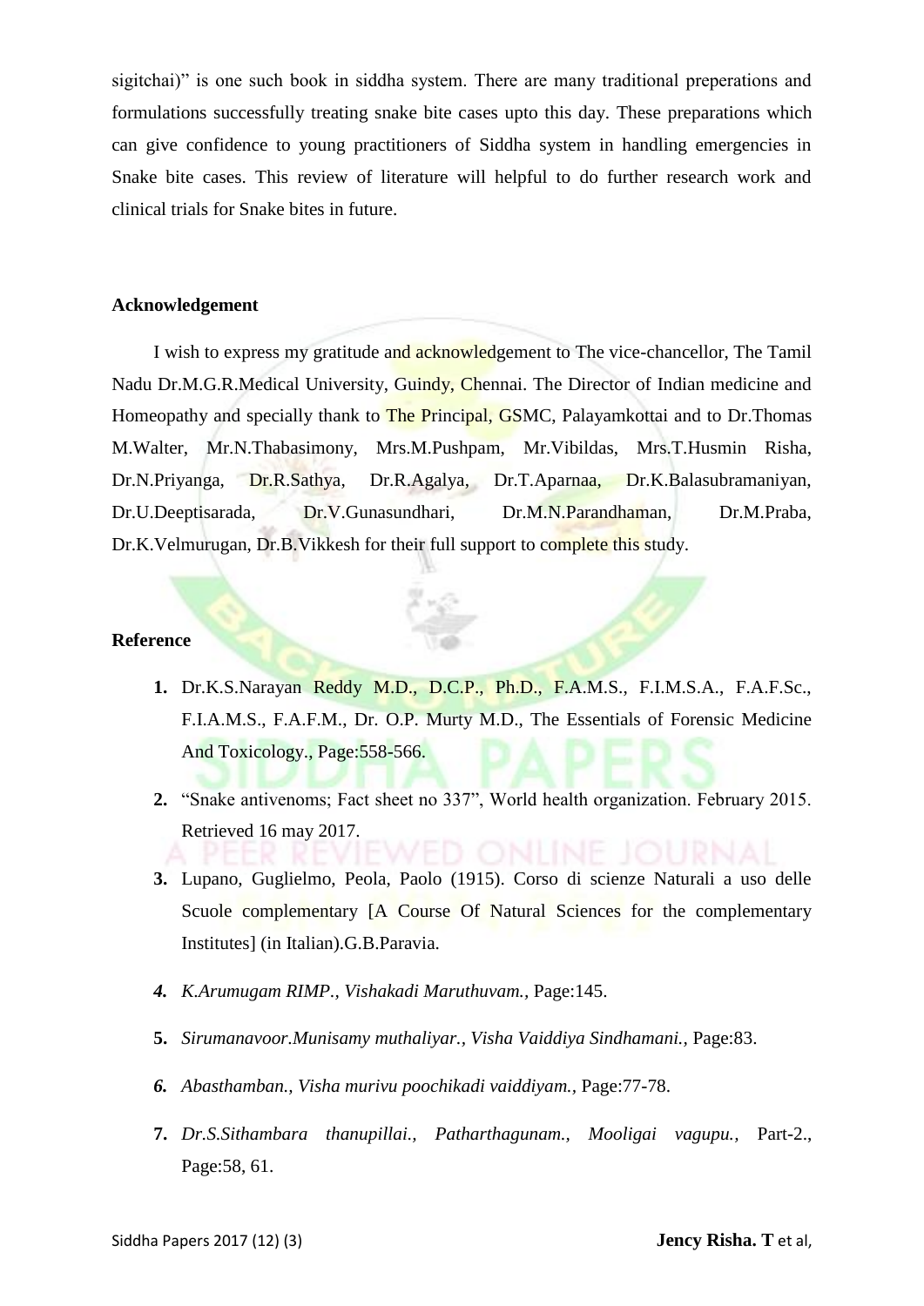sigitchai)" is one such book in siddha system. There are many traditional preperations and formulations successfully treating snake bite cases upto this day. These preparations which can give confidence to young practitioners of Siddha system in handling emergencies in Snake bite cases. This review of literature will helpful to do further research work and clinical trials for Snake bites in future.

## Acknowledgement

I wish to express my gratitude and acknowledgement to The vice-chancellor, The Tamil Nadu Dr.M.G.R.Medical University, Guindy, Chennai. The Director of Indian medicine and Homeopathy and specially thank to The Principal, GSMC, Palayamkottai and to Dr.Thomas M.Walter, Mr.N.Thabasimony, Mrs.M.Pushpam, Mr.Vibildas, Mrs.T.Husmin Risha, Dr.N.Priyanga, Dr.R.Sathya, Dr.R.Agalya, Dr.T.Aparnaa, Dr.K.Balasubramaniyan, Dr.U.Deeptisarada, Dr.V.Gunasundhari, Dr.M.N.Parandhaman, Dr.M.Praba, Dr.K.Velmurugan, Dr.B.Vikkesh for their full support to complete this study.

## Reference

1. Dr.K.S.Narayan Reddy M.D., D.C.P., Ph.D., F.A.M.S., F.I.M.S.A., F.A.F.Sc., F.I.A.M.S., F.A.F.M., Dr. O.P. Murty M.D., The Essentials of Forensic Medicine And Toxicology., Page:558-566.
2. "Snake antivenoms; Fact sheet no 337", World health organization. February 2015. Retrieved 16 may 2017.
3. Lupano, Guglielmo, Peola, Paolo (1915). Corso di scienze Naturali a uso delle Scuole complementary [A Course Of Natural Sciences for the complementary Institutes] (in Italian).G.B.Paravia.
4. *K.Arumugam RIMP., Vishakadi Maruthuvam.,* Page:145.
5. *Sirumanavoor.Munisamy muthaliyar., Visha Vaiddiya Sindhamani.,* Page:83.
6. *Abasthamban., Visha murivu poochikadi vaiddiyam.*, Page:77-78.
7. *Dr.S.Sithambara thanupillai., Patharthagunam., Mooligai vagupu.*, Part-2., Page:58, 61.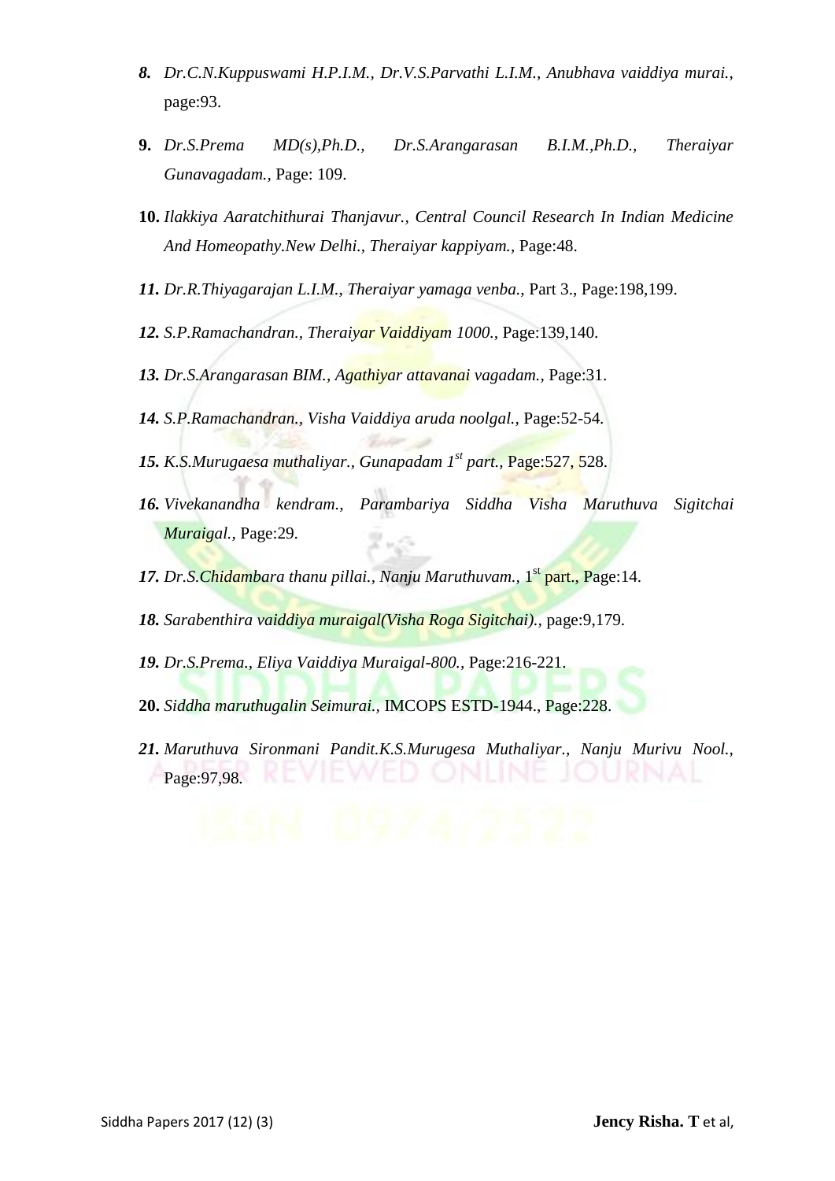8. *Dr.C.N.Kuppuswami H.P.I.M., Dr.V.S.Parvathi L.I.M., Anubhava vaiddiya murai.,* page:93.

9. *Dr.S.Prema MD(s),Ph.D., Dr.S.Arangarasan B.I.M.,Ph.D., Theraiyar Gunavagadam.,* Page: 109.

10. *Ilakkiya Aaratchithurai Thanjavur., Central Council Research In Indian Medicine And Homeopathy.New Delhi., Theraiyar kappiyam.,* Page:48.

11. *Dr.R.Thiyagarajan L.I.M., Theraiyar yamaga venba.,* Part 3., Page:198,199.

12. *S.P.Ramachandran., Theraiyar Vaiddiyam 1000.,* Page:139,140.

13. *Dr.S.Arangarasan BIM., Agathiyar attavanai vagadam.,* Page:31.

14. *S.P.Ramachandran., Visha Vaiddiya aruda noolgal.,* Page:52-54.

15. *K.S.Murugaesa muthaliyar., Gunapadam 1st part.,* Page:527, 528.

16. *Vivekanandha kendram., Parambariya Siddha Visha Maruthuva Sigitchai Muraigal.,* Page:29.

17. *Dr.S.Chidambara thanu pillai., Nanju Maruthuvam.,* 1st part., Page:14.

18. *Sarabenthira vaiddiya muraigal(Visha Roga Sigitchai).,* page:9,179.

19. *Dr.S.Prema., Eliya Vaiddiya Muraigal-800.,* Page:216-221.

20. *Siddha maruthugalin Seimurai.,* IMCOPS ESTD-1944., Page:228.

21. *Maruthuva Sironmani Pandit.K.S.Murugesa Muthaliyar., Nanju Murivu Nool.,* Page:97,98.